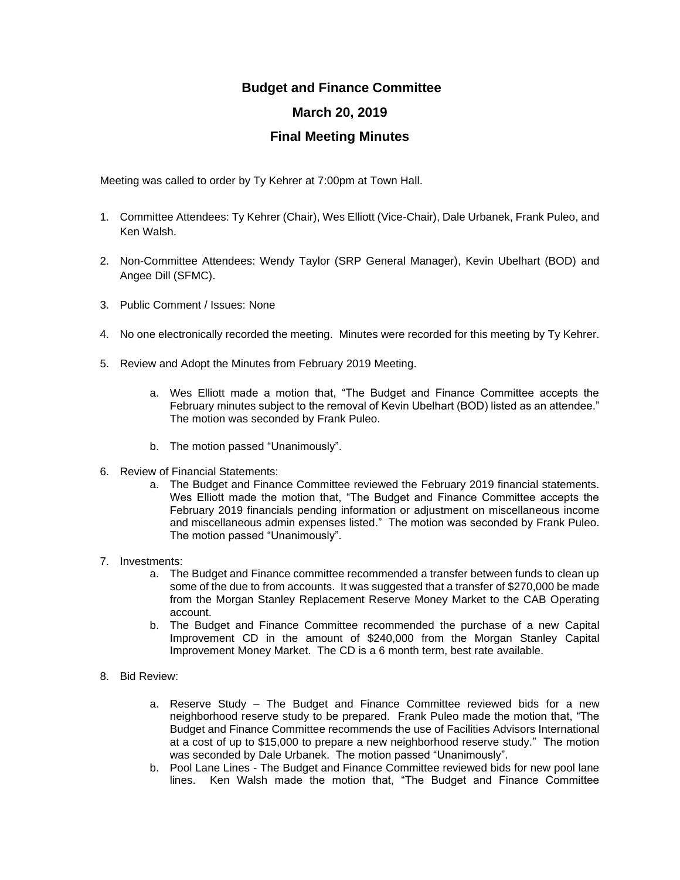# Budget and Finance Committee

## March 20, 2019

## Final Meeting Minutes

Meeting was called to order by Ty Kehrer at 7:00pm at Town Hall.

1. Committee Attendees: Ty Kehrer (Chair), Wes Elliott (Vice-Chair), Dale Urbanek, Frank Puleo, and Ken Walsh.

2. Non-Committee Attendees: Wendy Taylor (SRP General Manager), Kevin Ubelhart (BOD) and Angee Dill (SFMC).

3. Public Comment / Issues: None

4. No one electronically recorded the meeting. Minutes were recorded for this meeting by Ty Kehrer.

5. Review and Adopt the Minutes from February 2019 Meeting.

   a. Wes Elliott made a motion that, "The Budget and Finance Committee accepts the February minutes subject to the removal of Kevin Ubelhart (BOD) listed as an attendee." The motion was seconded by Frank Puleo.

   b. The motion passed "Unanimously".

6. Review of Financial Statements:
   a. The Budget and Finance Committee reviewed the February 2019 financial statements. Wes Elliott made the motion that, "The Budget and Finance Committee accepts the February 2019 financials pending information or adjustment on miscellaneous income and miscellaneous admin expenses listed." The motion was seconded by Frank Puleo. The motion passed "Unanimously".

7. Investments:
   a. The Budget and Finance committee recommended a transfer between funds to clean up some of the due to from accounts. It was suggested that a transfer of $270,000 be made from the Morgan Stanley Replacement Reserve Money Market to the CAB Operating account.
   b. The Budget and Finance Committee recommended the purchase of a new Capital Improvement CD in the amount of $240,000 from the Morgan Stanley Capital Improvement Money Market. The CD is a 6 month term, best rate available.

8. Bid Review:

   a. Reserve Study – The Budget and Finance Committee reviewed bids for a new neighborhood reserve study to be prepared. Frank Puleo made the motion that, "The Budget and Finance Committee recommends the use of Facilities Advisors International at a cost of up to $15,000 to prepare a new neighborhood reserve study." The motion was seconded by Dale Urbanek. The motion passed "Unanimously".
   b. Pool Lane Lines - The Budget and Finance Committee reviewed bids for new pool lane lines. Ken Walsh made the motion that, "The Budget and Finance Committee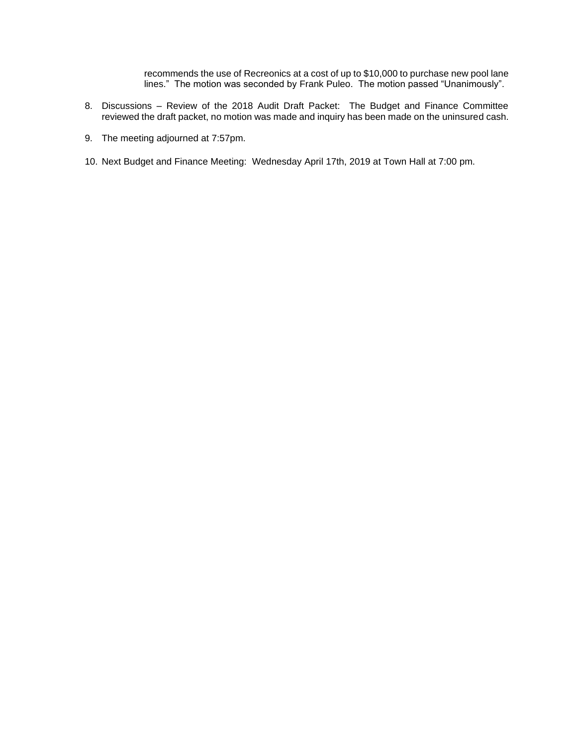recommends the use of Recreonics at a cost of up to $10,000 to purchase new pool lane lines." The motion was seconded by Frank Puleo. The motion passed "Unanimously".

8. Discussions – Review of the 2018 Audit Draft Packet: The Budget and Finance Committee reviewed the draft packet, no motion was made and inquiry has been made on the uninsured cash.

9. The meeting adjourned at 7:57pm.

10. Next Budget and Finance Meeting: Wednesday April 17th, 2019 at Town Hall at 7:00 pm.